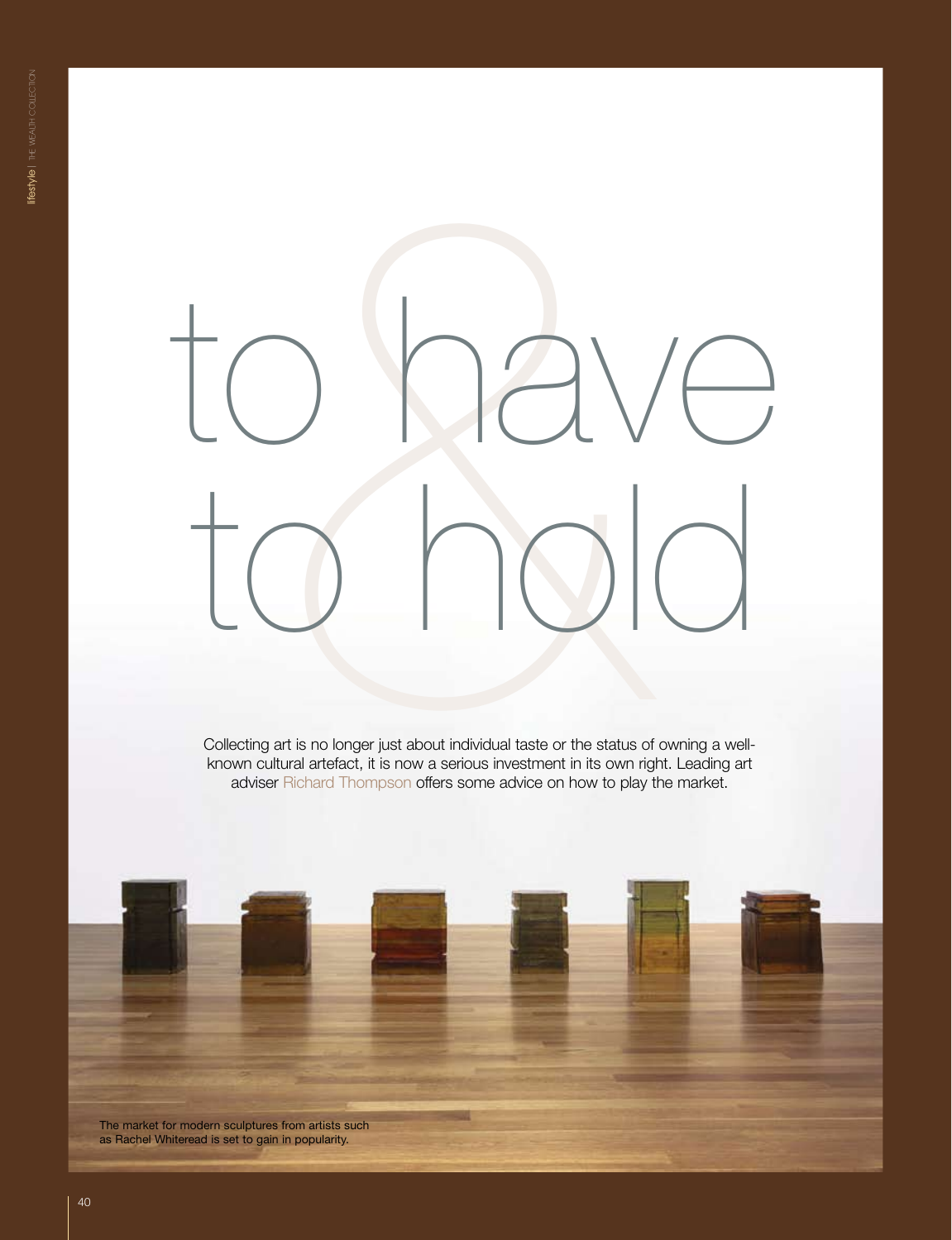# to have & to hold

Collecting art is no longer just about individual taste or the status of owning a well-known cultural artefact, it is now a serious investment in its own right. Leading art adviser Richard Thompson offers some advice on how to play the market.

The market for modern sculptures from artists such as Rachel Whiteread is set to gain in popularity.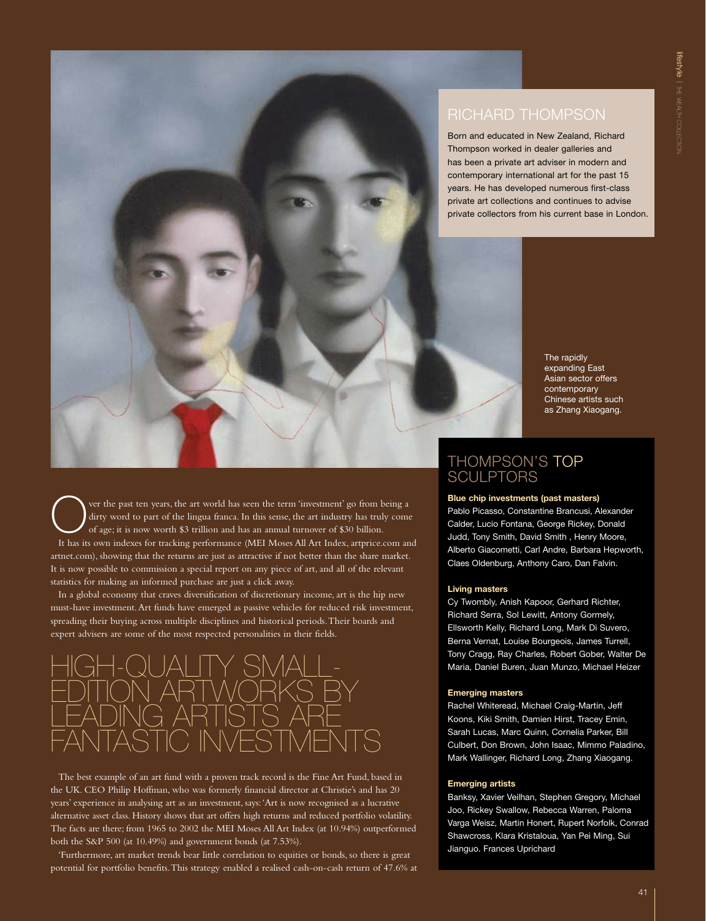## RICHARD THOMPSON

Born and educated in New Zealand, Richard Thompson worked in dealer galleries and has been a private art adviser in modern and contemporary international art for the past 15 years. He has developed numerous first-class private art collections and continues to advise private collectors from his current base in London.

The rapidly expanding East Asian sector offers contemporary Chinese artists such as Zhang Xiaogang.

Over the past ten years, the art world has seen the term 'investment' go from being a dirty word to part of the lingua franca. In this sense, the art industry has truly come of age; it is now worth \$3 trillion and has an annual turnover of \$30 billion.

It has its own indexes for tracking performance (MEI Moses All Art Index, artprice.com and artnet.com), showing that the returns are just as attractive if not better than the share market. It is now possible to commission a special report on any piece of art, and all of the relevant statistics for making an informed purchase are just a click away.

In a global economy that craves diversification of discretionary income, art is the hip new must-have investment. Art funds have emerged as passive vehicles for reduced risk investment, spreading their buying across multiple disciplines and historical periods. Their boards and expert advisers are some of the most respected personalities in their fields.

## HIGH-QUALITY SMALL-EDITION ARTWORKS BY LEADING ARTISTS ARE FANTASTIC INVESTMENTS

The best example of an art fund with a proven track record is the Fine Art Fund, based in the UK. CEO Philip Hoffman, who was formerly financial director at Christie's and has 20 years' experience in analysing art as an investment, says: 'Art is now recognised as a lucrative alternative asset class. History shows that art offers high returns and reduced portfolio volatility. The facts are there; from 1965 to 2002 the MEI Moses All Art Index (at 10.94%) outperformed both the S&P 500 (at 10.49%) and government bonds (at 7.53%).

'Furthermore, art market trends bear little correlation to equities or bonds, so there is great potential for portfolio benefits. This strategy enabled a realised cash-on-cash return of 47.6% at

## THOMPSON'S TOP SCULPTORS

**Blue chip investments (past masters)**

Pablo Picasso, Constantine Brancusi, Alexander Calder, Lucio Fontana, George Rickey, Donald Judd, Tony Smith, David Smith , Henry Moore, Alberto Giacometti, Carl Andre, Barbara Hepworth, Claes Oldenburg, Anthony Caro, Dan Falvin.

**Living masters**

Cy Twombly, Anish Kapoor, Gerhard Richter, Richard Serra, Sol Lewitt, Antony Gormely, Ellsworth Kelly, Richard Long, Mark Di Suvero, Berna Vernat, Louise Bourgeois, James Turrell, Tony Cragg, Ray Charles, Robert Gober, Walter De Maria, Daniel Buren, Juan Munzo, Michael Heizer

**Emerging masters**

Rachel Whiteread, Michael Craig-Martin, Jeff Koons, Kiki Smith, Damien Hirst, Tracey Emin, Sarah Lucas, Marc Quinn, Cornelia Parker, Bill Culbert, Don Brown, John Isaac, Mimmo Paladino, Mark Wallinger, Richard Long, Zhang Xiaogang.

**Emerging artists**

Banksy, Xavier Veilhan, Stephen Gregory, Michael Joo, Rickey Swallow, Rebecca Warren, Paloma Varga Weisz, Martin Honert, Rupert Norfolk, Conrad Shawcross, Klara Kristaloua, Yan Pei Ming, Sui Jianguo. Frances Uprichard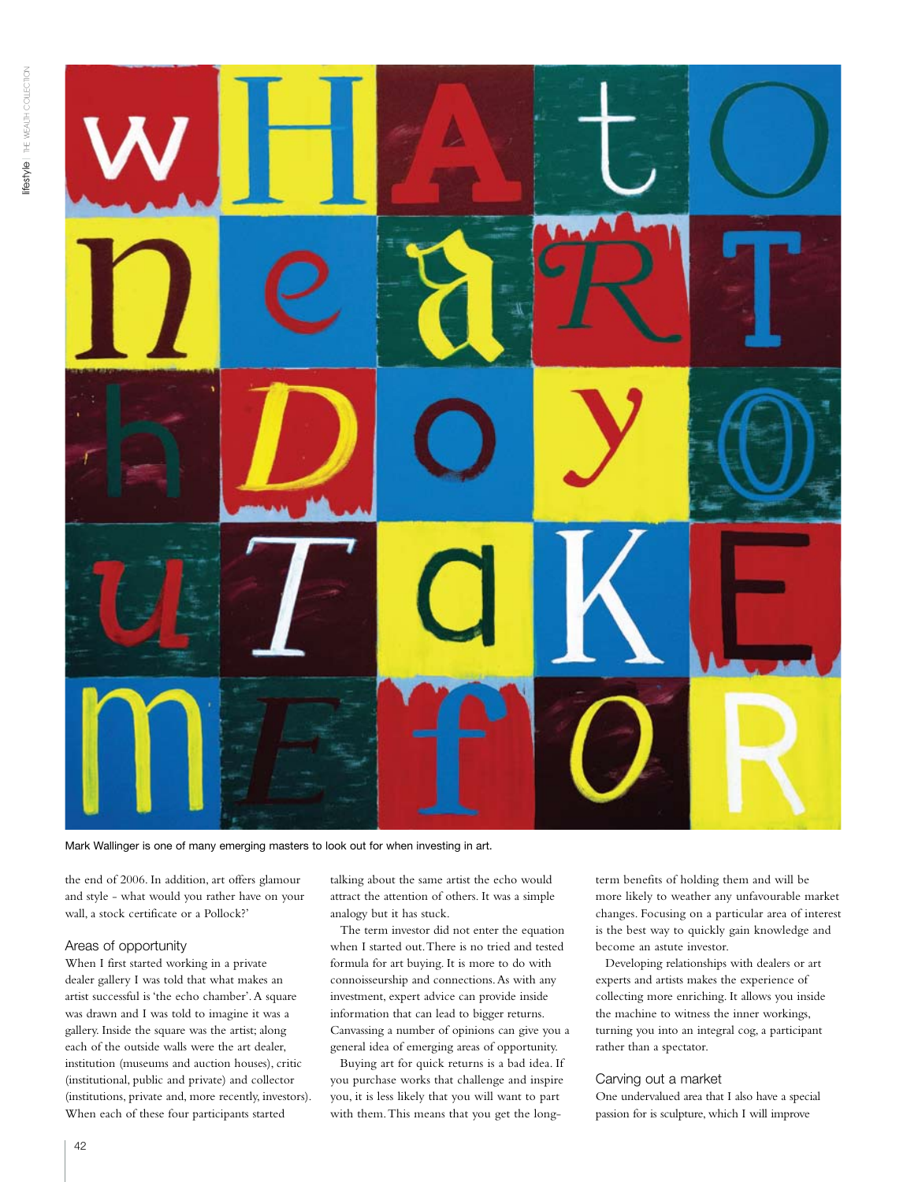Mark Wallinger is one of many emerging masters to look out for when investing in art.

the end of 2006. In addition, art offers glamour and style - what would you rather have on your wall, a stock certificate or a Pollock?'

## Areas of opportunity

When I first started working in a private dealer gallery I was told that what makes an artist successful is 'the echo chamber'. A square was drawn and I was told to imagine it was a gallery. Inside the square was the artist; along each of the outside walls were the art dealer, institution (museums and auction houses), critic (institutional, public and private) and collector (institutions, private and, more recently, investors). When each of these four participants started talking about the same artist the echo would attract the attention of others. It was a simple analogy but it has stuck.

The term investor did not enter the equation when I started out. There is no tried and tested formula for art buying. It is more to do with connoisseurship and connections. As with any investment, expert advice can provide inside information that can lead to bigger returns. Canvassing a number of opinions can give you a general idea of emerging areas of opportunity.

Buying art for quick returns is a bad idea. If you purchase works that challenge and inspire you, it is less likely that you will want to part with them. This means that you get the long-term benefits of holding them and will be more likely to weather any unfavourable market changes. Focusing on a particular area of interest is the best way to quickly gain knowledge and become an astute investor.

Developing relationships with dealers or art experts and artists makes the experience of collecting more enriching. It allows you inside the machine to witness the inner workings, turning you into an integral cog, a participant rather than a spectator.

## Carving out a market

One undervalued area that I also have a special passion for is sculpture, which I will improve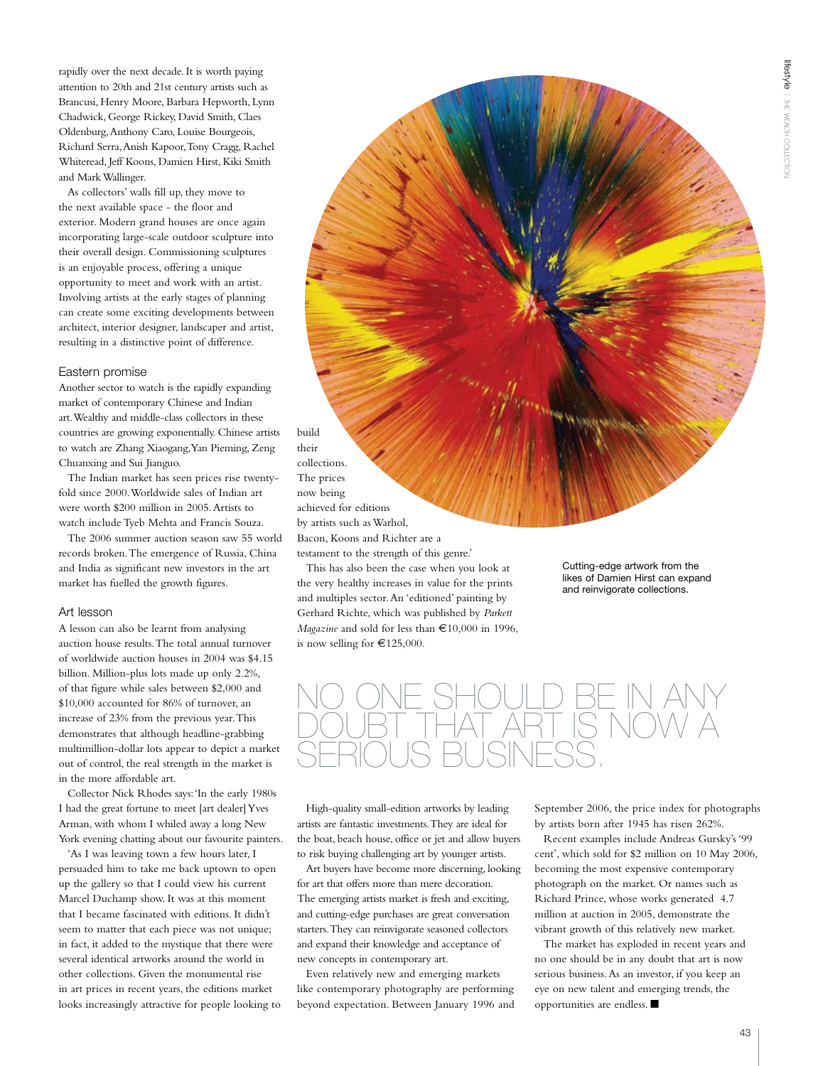rapidly over the next decade. It is worth paying attention to 20th and 21st century artists such as Brancusi, Henry Moore, Barbara Hepworth, Lynn Chadwick, George Rickey, David Smith, Claes Oldenburg, Anthony Caro, Louise Bourgeois, Richard Serra, Anish Kapoor, Tony Cragg, Rachel Whiteread, Jeff Koons, Damien Hirst, Kiki Smith and Mark Wallinger.

As collectors' walls fill up, they move to the next available space - the floor and exterior. Modern grand houses are once again incorporating large-scale outdoor sculpture into their overall design. Commissioning sculptures is an enjoyable process, offering a unique opportunity to meet and work with an artist. Involving artists at the early stages of planning can create some exciting developments between architect, interior designer, landscaper and artist, resulting in a distinctive point of difference.

## Eastern promise

Another sector to watch is the rapidly expanding market of contemporary Chinese and Indian art. Wealthy and middle-class collectors in these countries are growing exponentially. Chinese artists to watch are Zhang Xiaogang, Yan Pieming, Zeng Chuanxing and Sui Jianguo.

The Indian market has seen prices rise twenty-fold since 2000. Worldwide sales of Indian art were worth $200 million in 2005. Artists to watch include Tyeb Mehta and Francis Souza.

The 2006 summer auction season saw 55 world records broken. The emergence of Russia, China and India as significant new investors in the art market has fuelled the growth figures.

## Art lesson

A lesson can also be learnt from analysing auction house results. The total annual turnover of worldwide auction houses in 2004 was $4.15 billion. Million-plus lots made up only 2.2%, of that figure while sales between $2,000 and $10,000 accounted for 86% of turnover, an increase of 23% from the previous year. This demonstrates that although headline-grabbing multimillion-dollar lots appear to depict a market out of control, the real strength in the market is in the more affordable art.

Collector Nick Rhodes says: 'In the early 1980s I had the great fortune to meet [art dealer] Yves Arman, with whom I whiled away a long New York evening chatting about our favourite painters.

'As I was leaving town a few hours later, I persuaded him to take me back uptown to open up the gallery so that I could view his current Marcel Duchamp show. It was at this moment that I became fascinated with editions. It didn't seem to matter that each piece was not unique; in fact, it added to the mystique that there were several identical artworks around the world in other collections. Given the monumental rise in art prices in recent years, the editions market looks increasingly attractive for people looking to build their collections. The prices now being achieved for editions by artists such as Warhol, Bacon, Koons and Richter are a testament to the strength of this genre.'

This has also been the case when you look at the very healthy increases in value for the prints and multiples sector. An 'editioned' painting by Gerhard Richte, which was published by *Parkett Magazine* and sold for less than €10,000 in 1996, is now selling for €125,000.

Cutting-edge artwork from the likes of Damien Hirst can expand and reinvigorate collections.

## NO ONE SHOULD BE IN ANY DOUBT THAT ART IS NOW A SERIOUS BUSINESS.

High-quality small-edition artworks by leading artists are fantastic investments. They are ideal for the boat, beach house, office or jet and allow buyers to risk buying challenging art by younger artists.

Art buyers have become more discerning, looking for art that offers more than mere decoration. The emerging artists market is fresh and exciting, and cutting-edge purchases are great conversation starters. They can reinvigorate seasoned collectors and expand their knowledge and acceptance of new concepts in contemporary art.

Even relatively new and emerging markets like contemporary photography are performing beyond expectation. Between January 1996 and September 2006, the price index for photographs by artists born after 1945 has risen 262%.

Recent examples include Andreas Gursky's '99 cent', which sold for $2 million on 10 May 2006, becoming the most expensive contemporary photograph on the market. Or names such as Richard Prince, whose works generated 4.7 million at auction in 2005, demonstrate the vibrant growth of this relatively new market.

The market has exploded in recent years and no one should be in any doubt that art is now serious business. As an investor, if you keep an eye on new talent and emerging trends, the opportunities are endless. ■